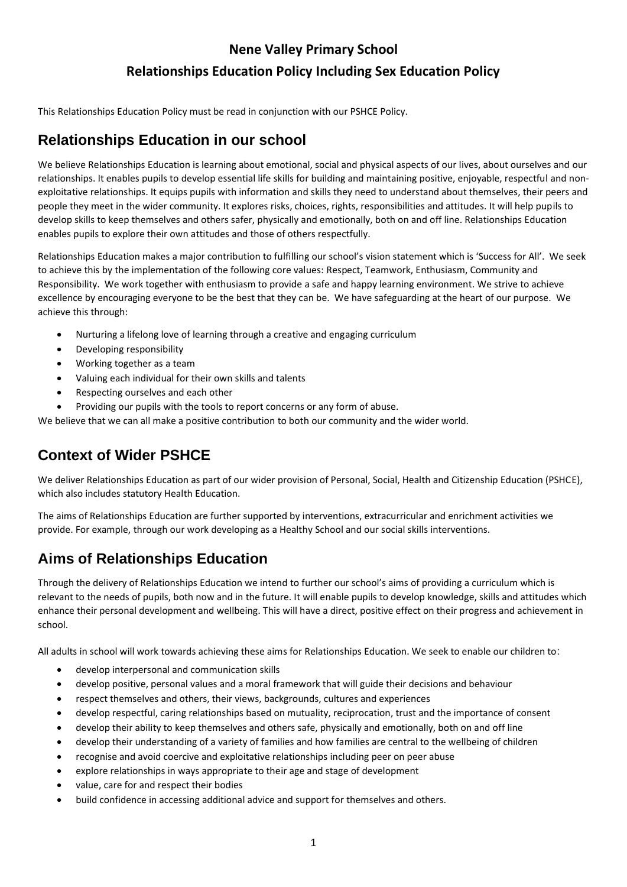# Nene Valley Primary School

# Relationships Education Policy Including Sex Education Policy

This Relationships Education Policy must be read in conjunction with our PSHCE Policy.

## Relationships Education in our school

We believe Relationships Education is learning about emotional, social and physical aspects of our lives, about ourselves and our relationships. It enables pupils to develop essential life skills for building and maintaining positive, enjoyable, respectful and non-exploitative relationships. It equips pupils with information and skills they need to understand about themselves, their peers and people they meet in the wider community. It explores risks, choices, rights, responsibilities and attitudes. It will help pupils to develop skills to keep themselves and others safer, physically and emotionally, both on and off line. Relationships Education enables pupils to explore their own attitudes and those of others respectfully.

Relationships Education makes a major contribution to fulfilling our school's vision statement which is 'Success for All'. We seek to achieve this by the implementation of the following core values: Respect, Teamwork, Enthusiasm, Community and Responsibility. We work together with enthusiasm to provide a safe and happy learning environment. We strive to achieve excellence by encouraging everyone to be the best that they can be. We have safeguarding at the heart of our purpose. We achieve this through:

- Nurturing a lifelong love of learning through a creative and engaging curriculum
- Developing responsibility
- Working together as a team
- Valuing each individual for their own skills and talents
- Respecting ourselves and each other
- Providing our pupils with the tools to report concerns or any form of abuse.

We believe that we can all make a positive contribution to both our community and the wider world.

## Context of Wider PSHCE

We deliver Relationships Education as part of our wider provision of Personal, Social, Health and Citizenship Education (PSHCE), which also includes statutory Health Education.

The aims of Relationships Education are further supported by interventions, extracurricular and enrichment activities we provide. For example, through our work developing as a Healthy School and our social skills interventions.

## Aims of Relationships Education

Through the delivery of Relationships Education we intend to further our school's aims of providing a curriculum which is relevant to the needs of pupils, both now and in the future. It will enable pupils to develop knowledge, skills and attitudes which enhance their personal development and wellbeing. This will have a direct, positive effect on their progress and achievement in school.

All adults in school will work towards achieving these aims for Relationships Education. We seek to enable our children to:

- develop interpersonal and communication skills
- develop positive, personal values and a moral framework that will guide their decisions and behaviour
- respect themselves and others, their views, backgrounds, cultures and experiences
- develop respectful, caring relationships based on mutuality, reciprocation, trust and the importance of consent
- develop their ability to keep themselves and others safe, physically and emotionally, both on and off line
- develop their understanding of a variety of families and how families are central to the wellbeing of children
- recognise and avoid coercive and exploitative relationships including peer on peer abuse
- explore relationships in ways appropriate to their age and stage of development
- value, care for and respect their bodies
- build confidence in accessing additional advice and support for themselves and others.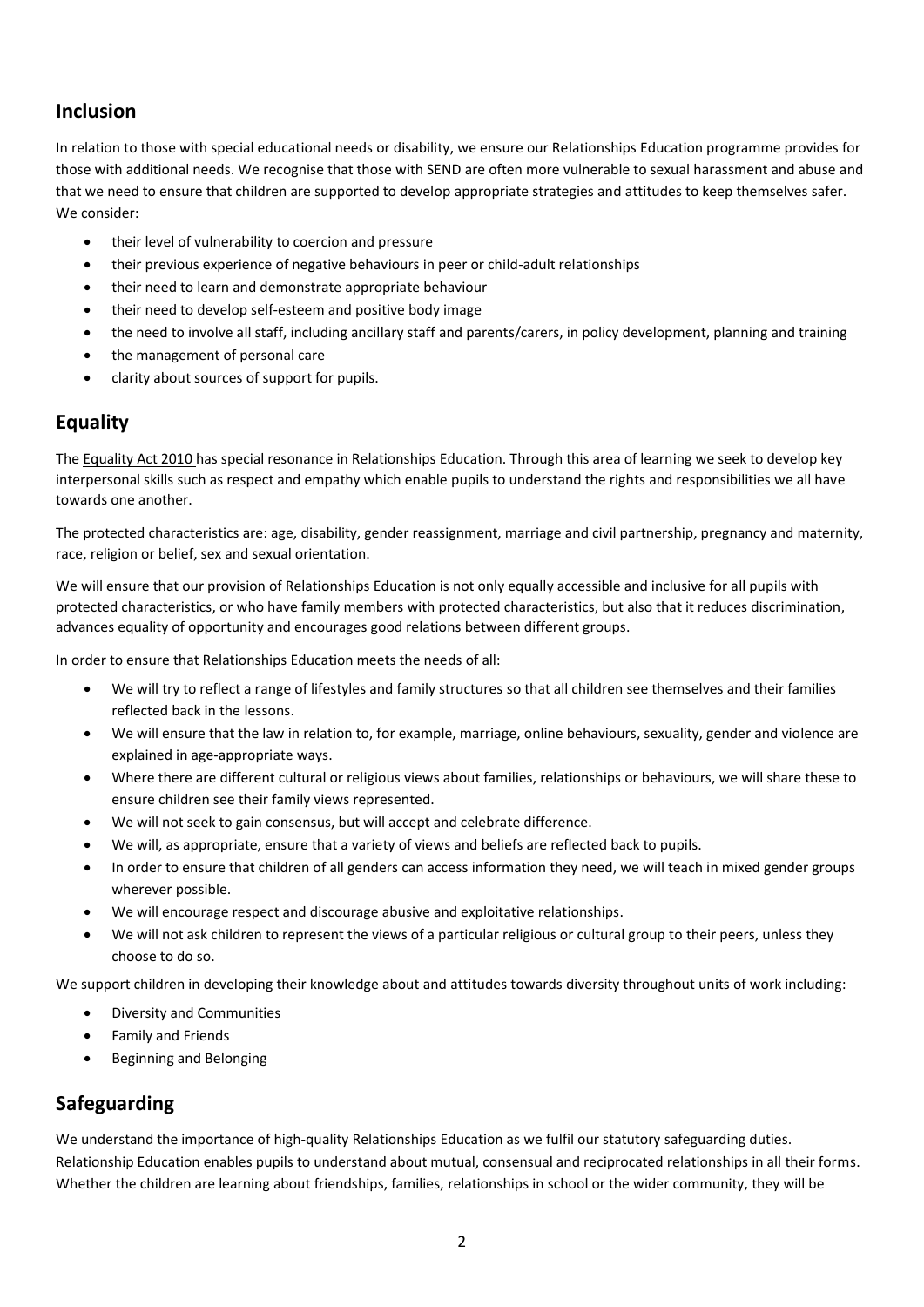## Inclusion

In relation to those with special educational needs or disability, we ensure our Relationships Education programme provides for those with additional needs. We recognise that those with SEND are often more vulnerable to sexual harassment and abuse and that we need to ensure that children are supported to develop appropriate strategies and attitudes to keep themselves safer. We consider:

- their level of vulnerability to coercion and pressure
- their previous experience of negative behaviours in peer or child-adult relationships
- their need to learn and demonstrate appropriate behaviour
- their need to develop self-esteem and positive body image
- the need to involve all staff, including ancillary staff and parents/carers, in policy development, planning and training
- the management of personal care
- clarity about sources of support for pupils.

## Equality

The Equality Act 2010 has special resonance in Relationships Education. Through this area of learning we seek to develop key interpersonal skills such as respect and empathy which enable pupils to understand the rights and responsibilities we all have towards one another.

The protected characteristics are: age, disability, gender reassignment, marriage and civil partnership, pregnancy and maternity, race, religion or belief, sex and sexual orientation.

We will ensure that our provision of Relationships Education is not only equally accessible and inclusive for all pupils with protected characteristics, or who have family members with protected characteristics, but also that it reduces discrimination, advances equality of opportunity and encourages good relations between different groups.

In order to ensure that Relationships Education meets the needs of all:

- We will try to reflect a range of lifestyles and family structures so that all children see themselves and their families reflected back in the lessons.
- We will ensure that the law in relation to, for example, marriage, online behaviours, sexuality, gender and violence are explained in age-appropriate ways.
- Where there are different cultural or religious views about families, relationships or behaviours, we will share these to ensure children see their family views represented.
- We will not seek to gain consensus, but will accept and celebrate difference.
- We will, as appropriate, ensure that a variety of views and beliefs are reflected back to pupils.
- In order to ensure that children of all genders can access information they need, we will teach in mixed gender groups wherever possible.
- We will encourage respect and discourage abusive and exploitative relationships.
- We will not ask children to represent the views of a particular religious or cultural group to their peers, unless they choose to do so.

We support children in developing their knowledge about and attitudes towards diversity throughout units of work including:

- Diversity and Communities
- Family and Friends
- Beginning and Belonging

## Safeguarding

We understand the importance of high-quality Relationships Education as we fulfil our statutory safeguarding duties. Relationship Education enables pupils to understand about mutual, consensual and reciprocated relationships in all their forms. Whether the children are learning about friendships, families, relationships in school or the wider community, they will be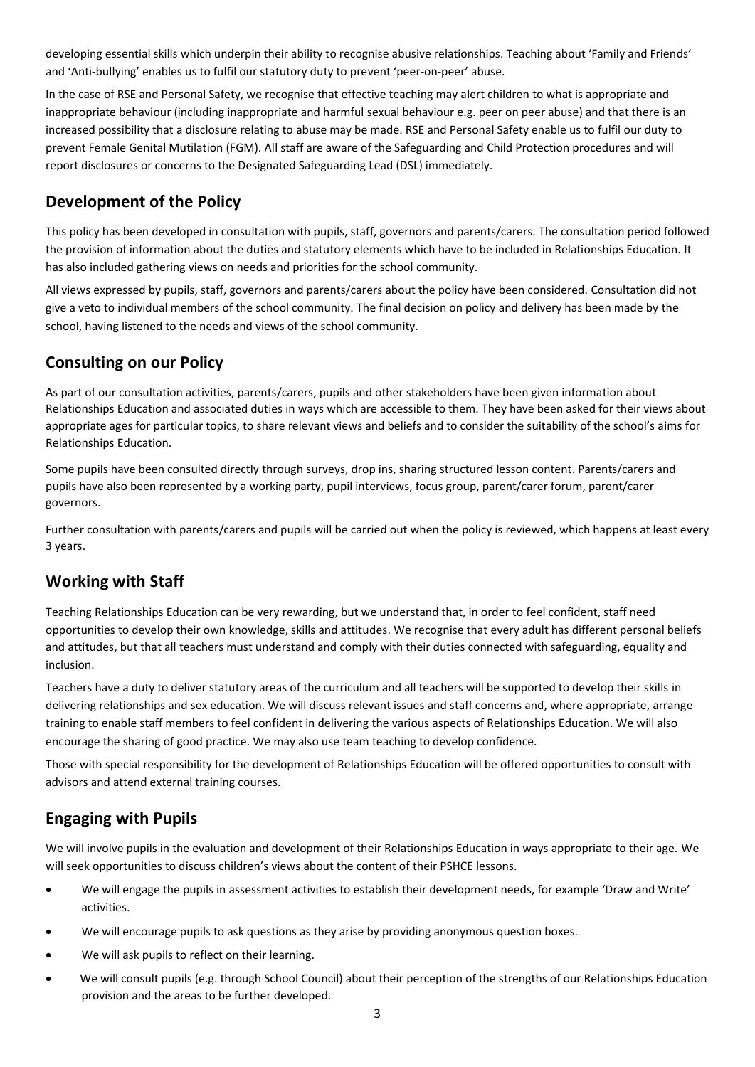developing essential skills which underpin their ability to recognise abusive relationships. Teaching about 'Family and Friends' and 'Anti-bullying' enables us to fulfil our statutory duty to prevent 'peer-on-peer' abuse.

In the case of RSE and Personal Safety, we recognise that effective teaching may alert children to what is appropriate and inappropriate behaviour (including inappropriate and harmful sexual behaviour e.g. peer on peer abuse) and that there is an increased possibility that a disclosure relating to abuse may be made. RSE and Personal Safety enable us to fulfil our duty to prevent Female Genital Mutilation (FGM). All staff are aware of the Safeguarding and Child Protection procedures and will report disclosures or concerns to the Designated Safeguarding Lead (DSL) immediately.

## Development of the Policy

This policy has been developed in consultation with pupils, staff, governors and parents/carers. The consultation period followed the provision of information about the duties and statutory elements which have to be included in Relationships Education. It has also included gathering views on needs and priorities for the school community.

All views expressed by pupils, staff, governors and parents/carers about the policy have been considered. Consultation did not give a veto to individual members of the school community. The final decision on policy and delivery has been made by the school, having listened to the needs and views of the school community.

## Consulting on our Policy

As part of our consultation activities, parents/carers, pupils and other stakeholders have been given information about Relationships Education and associated duties in ways which are accessible to them. They have been asked for their views about appropriate ages for particular topics, to share relevant views and beliefs and to consider the suitability of the school's aims for Relationships Education.

Some pupils have been consulted directly through surveys, drop ins, sharing structured lesson content. Parents/carers and pupils have also been represented by a working party, pupil interviews, focus group, parent/carer forum, parent/carer governors.

Further consultation with parents/carers and pupils will be carried out when the policy is reviewed, which happens at least every 3 years.

## Working with Staff

Teaching Relationships Education can be very rewarding, but we understand that, in order to feel confident, staff need opportunities to develop their own knowledge, skills and attitudes. We recognise that every adult has different personal beliefs and attitudes, but that all teachers must understand and comply with their duties connected with safeguarding, equality and inclusion.

Teachers have a duty to deliver statutory areas of the curriculum and all teachers will be supported to develop their skills in delivering relationships and sex education. We will discuss relevant issues and staff concerns and, where appropriate, arrange training to enable staff members to feel confident in delivering the various aspects of Relationships Education. We will also encourage the sharing of good practice. We may also use team teaching to develop confidence.

Those with special responsibility for the development of Relationships Education will be offered opportunities to consult with advisors and attend external training courses.

## Engaging with Pupils

We will involve pupils in the evaluation and development of their Relationships Education in ways appropriate to their age. We will seek opportunities to discuss children's views about the content of their PSHCE lessons.

- We will engage the pupils in assessment activities to establish their development needs, for example 'Draw and Write' activities.
- We will encourage pupils to ask questions as they arise by providing anonymous question boxes.
- We will ask pupils to reflect on their learning.
- We will consult pupils (e.g. through School Council) about their perception of the strengths of our Relationships Education provision and the areas to be further developed.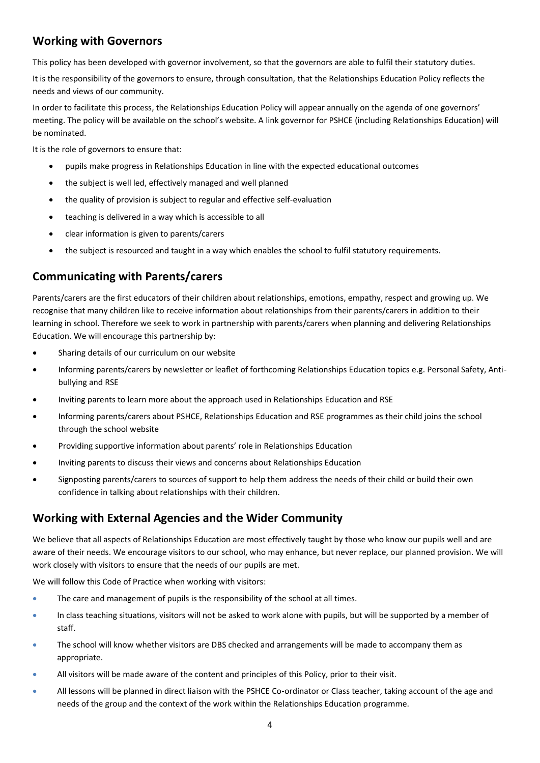## Working with Governors

This policy has been developed with governor involvement, so that the governors are able to fulfil their statutory duties.

It is the responsibility of the governors to ensure, through consultation, that the Relationships Education Policy reflects the needs and views of our community.

In order to facilitate this process, the Relationships Education Policy will appear annually on the agenda of one governors' meeting. The policy will be available on the school's website. A link governor for PSHCE (including Relationships Education) will be nominated.

It is the role of governors to ensure that:

- pupils make progress in Relationships Education in line with the expected educational outcomes
- the subject is well led, effectively managed and well planned
- the quality of provision is subject to regular and effective self-evaluation
- teaching is delivered in a way which is accessible to all
- clear information is given to parents/carers
- the subject is resourced and taught in a way which enables the school to fulfil statutory requirements.

## Communicating with Parents/carers

Parents/carers are the first educators of their children about relationships, emotions, empathy, respect and growing up. We recognise that many children like to receive information about relationships from their parents/carers in addition to their learning in school. Therefore we seek to work in partnership with parents/carers when planning and delivering Relationships Education. We will encourage this partnership by:

- Sharing details of our curriculum on our website
- Informing parents/carers by newsletter or leaflet of forthcoming Relationships Education topics e.g. Personal Safety, Anti-bullying and RSE
- Inviting parents to learn more about the approach used in Relationships Education and RSE
- Informing parents/carers about PSHCE, Relationships Education and RSE programmes as their child joins the school through the school website
- Providing supportive information about parents' role in Relationships Education
- Inviting parents to discuss their views and concerns about Relationships Education
- Signposting parents/carers to sources of support to help them address the needs of their child or build their own confidence in talking about relationships with their children.

## Working with External Agencies and the Wider Community

We believe that all aspects of Relationships Education are most effectively taught by those who know our pupils well and are aware of their needs. We encourage visitors to our school, who may enhance, but never replace, our planned provision. We will work closely with visitors to ensure that the needs of our pupils are met.

We will follow this Code of Practice when working with visitors:

- The care and management of pupils is the responsibility of the school at all times.
- In class teaching situations, visitors will not be asked to work alone with pupils, but will be supported by a member of staff.
- The school will know whether visitors are DBS checked and arrangements will be made to accompany them as appropriate.
- All visitors will be made aware of the content and principles of this Policy, prior to their visit.
- All lessons will be planned in direct liaison with the PSHCE Co-ordinator or Class teacher, taking account of the age and needs of the group and the context of the work within the Relationships Education programme.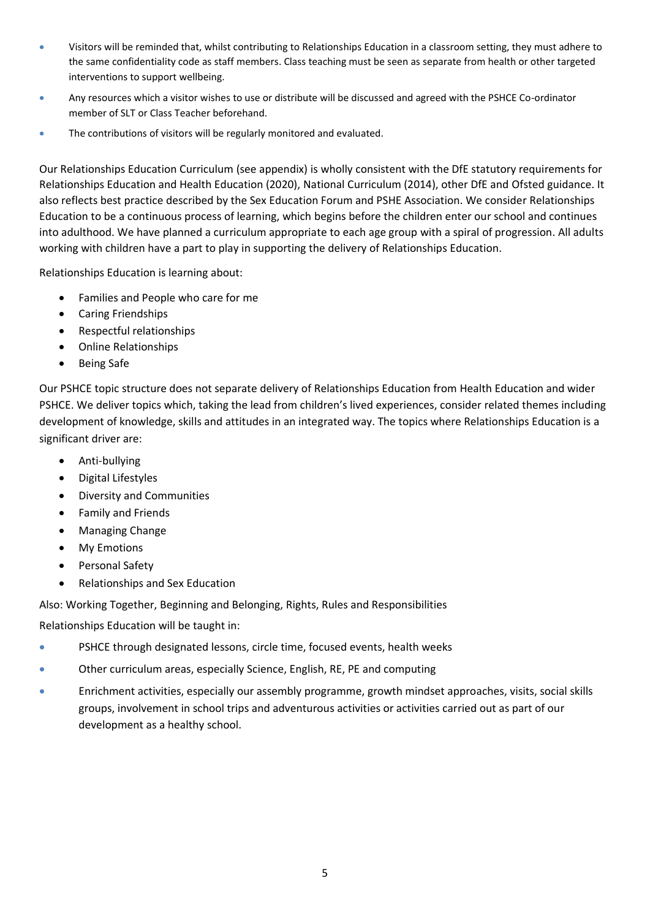- Visitors will be reminded that, whilst contributing to Relationships Education in a classroom setting, they must adhere to the same confidentiality code as staff members. Class teaching must be seen as separate from health or other targeted interventions to support wellbeing.
- Any resources which a visitor wishes to use or distribute will be discussed and agreed with the PSHCE Co-ordinator member of SLT or Class Teacher beforehand.
- The contributions of visitors will be regularly monitored and evaluated.

Our Relationships Education Curriculum (see appendix) is wholly consistent with the DfE statutory requirements for Relationships Education and Health Education (2020), National Curriculum (2014), other DfE and Ofsted guidance. It also reflects best practice described by the Sex Education Forum and PSHE Association. We consider Relationships Education to be a continuous process of learning, which begins before the children enter our school and continues into adulthood. We have planned a curriculum appropriate to each age group with a spiral of progression. All adults working with children have a part to play in supporting the delivery of Relationships Education.

Relationships Education is learning about:

- Families and People who care for me
- Caring Friendships
- Respectful relationships
- Online Relationships
- Being Safe

Our PSHCE topic structure does not separate delivery of Relationships Education from Health Education and wider PSHCE. We deliver topics which, taking the lead from children's lived experiences, consider related themes including development of knowledge, skills and attitudes in an integrated way. The topics where Relationships Education is a significant driver are:

- Anti-bullying
- Digital Lifestyles
- Diversity and Communities
- Family and Friends
- Managing Change
- My Emotions
- Personal Safety
- Relationships and Sex Education

Also: Working Together, Beginning and Belonging, Rights, Rules and Responsibilities

Relationships Education will be taught in:

- PSHCE through designated lessons, circle time, focused events, health weeks
- Other curriculum areas, especially Science, English, RE, PE and computing
- Enrichment activities, especially our assembly programme, growth mindset approaches, visits, social skills groups, involvement in school trips and adventurous activities or activities carried out as part of our development as a healthy school.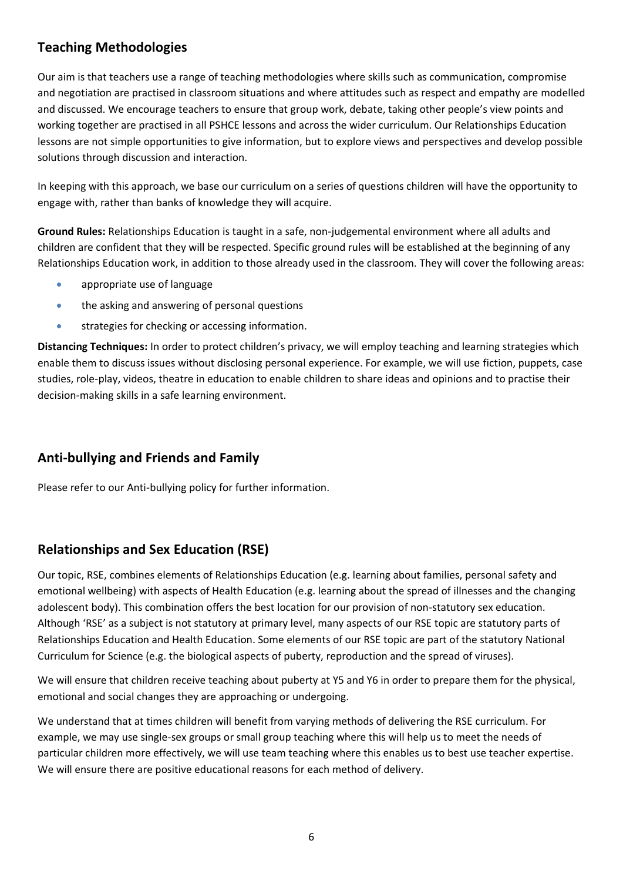## Teaching Methodologies

Our aim is that teachers use a range of teaching methodologies where skills such as communication, compromise and negotiation are practised in classroom situations and where attitudes such as respect and empathy are modelled and discussed. We encourage teachers to ensure that group work, debate, taking other people's view points and working together are practised in all PSHCE lessons and across the wider curriculum. Our Relationships Education lessons are not simple opportunities to give information, but to explore views and perspectives and develop possible solutions through discussion and interaction.

In keeping with this approach, we base our curriculum on a series of questions children will have the opportunity to engage with, rather than banks of knowledge they will acquire.

**Ground Rules:** Relationships Education is taught in a safe, non-judgemental environment where all adults and children are confident that they will be respected. Specific ground rules will be established at the beginning of any Relationships Education work, in addition to those already used in the classroom. They will cover the following areas:

- appropriate use of language
- the asking and answering of personal questions
- strategies for checking or accessing information.

**Distancing Techniques:** In order to protect children's privacy, we will employ teaching and learning strategies which enable them to discuss issues without disclosing personal experience. For example, we will use fiction, puppets, case studies, role-play, videos, theatre in education to enable children to share ideas and opinions and to practise their decision-making skills in a safe learning environment.

## Anti-bullying and Friends and Family

Please refer to our Anti-bullying policy for further information.

## Relationships and Sex Education (RSE)

Our topic, RSE, combines elements of Relationships Education (e.g. learning about families, personal safety and emotional wellbeing) with aspects of Health Education (e.g. learning about the spread of illnesses and the changing adolescent body). This combination offers the best location for our provision of non-statutory sex education. Although 'RSE' as a subject is not statutory at primary level, many aspects of our RSE topic are statutory parts of Relationships Education and Health Education. Some elements of our RSE topic are part of the statutory National Curriculum for Science (e.g. the biological aspects of puberty, reproduction and the spread of viruses).

We will ensure that children receive teaching about puberty at Y5 and Y6 in order to prepare them for the physical, emotional and social changes they are approaching or undergoing.

We understand that at times children will benefit from varying methods of delivering the RSE curriculum. For example, we may use single-sex groups or small group teaching where this will help us to meet the needs of particular children more effectively, we will use team teaching where this enables us to best use teacher expertise. We will ensure there are positive educational reasons for each method of delivery.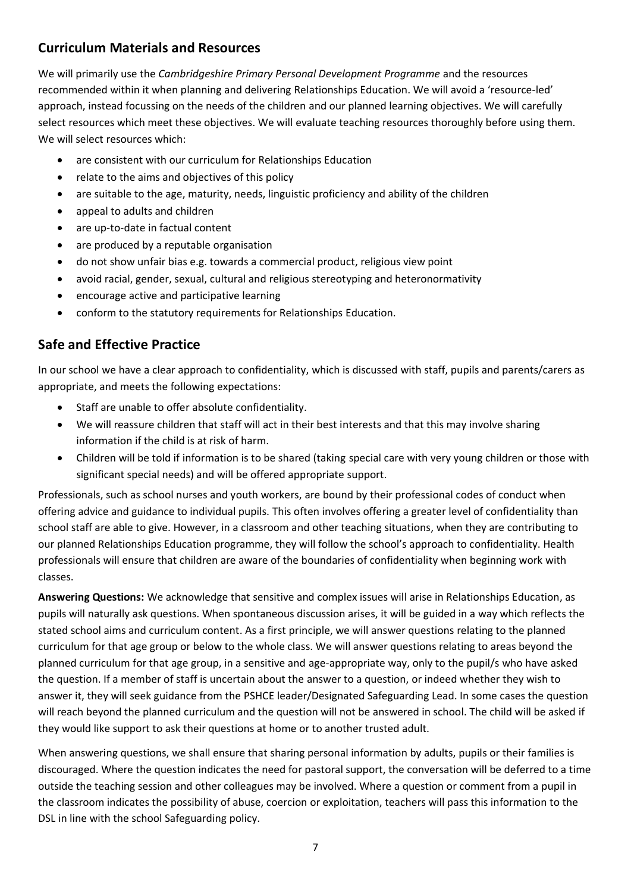## Curriculum Materials and Resources

We will primarily use the *Cambridgeshire Primary Personal Development Programme* and the resources recommended within it when planning and delivering Relationships Education. We will avoid a 'resource-led' approach, instead focussing on the needs of the children and our planned learning objectives. We will carefully select resources which meet these objectives. We will evaluate teaching resources thoroughly before using them. We will select resources which:

- are consistent with our curriculum for Relationships Education
- relate to the aims and objectives of this policy
- are suitable to the age, maturity, needs, linguistic proficiency and ability of the children
- appeal to adults and children
- are up-to-date in factual content
- are produced by a reputable organisation
- do not show unfair bias e.g. towards a commercial product, religious view point
- avoid racial, gender, sexual, cultural and religious stereotyping and heteronormativity
- encourage active and participative learning
- conform to the statutory requirements for Relationships Education.

## Safe and Effective Practice

In our school we have a clear approach to confidentiality, which is discussed with staff, pupils and parents/carers as appropriate, and meets the following expectations:

- Staff are unable to offer absolute confidentiality.
- We will reassure children that staff will act in their best interests and that this may involve sharing information if the child is at risk of harm.
- Children will be told if information is to be shared (taking special care with very young children or those with significant special needs) and will be offered appropriate support.

Professionals, such as school nurses and youth workers, are bound by their professional codes of conduct when offering advice and guidance to individual pupils. This often involves offering a greater level of confidentiality than school staff are able to give. However, in a classroom and other teaching situations, when they are contributing to our planned Relationships Education programme, they will follow the school's approach to confidentiality. Health professionals will ensure that children are aware of the boundaries of confidentiality when beginning work with classes.

**Answering Questions:** We acknowledge that sensitive and complex issues will arise in Relationships Education, as pupils will naturally ask questions. When spontaneous discussion arises, it will be guided in a way which reflects the stated school aims and curriculum content. As a first principle, we will answer questions relating to the planned curriculum for that age group or below to the whole class. We will answer questions relating to areas beyond the planned curriculum for that age group, in a sensitive and age-appropriate way, only to the pupil/s who have asked the question. If a member of staff is uncertain about the answer to a question, or indeed whether they wish to answer it, they will seek guidance from the PSHCE leader/Designated Safeguarding Lead. In some cases the question will reach beyond the planned curriculum and the question will not be answered in school. The child will be asked if they would like support to ask their questions at home or to another trusted adult.

When answering questions, we shall ensure that sharing personal information by adults, pupils or their families is discouraged. Where the question indicates the need for pastoral support, the conversation will be deferred to a time outside the teaching session and other colleagues may be involved. Where a question or comment from a pupil in the classroom indicates the possibility of abuse, coercion or exploitation, teachers will pass this information to the DSL in line with the school Safeguarding policy.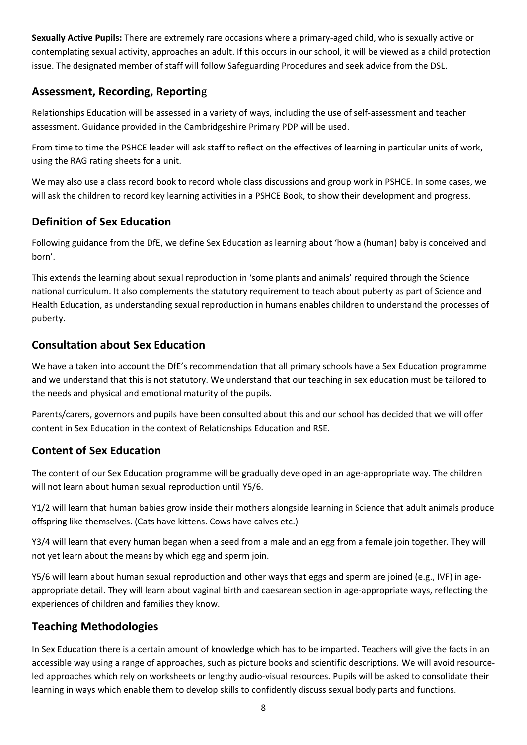**Sexually Active Pupils:** There are extremely rare occasions where a primary-aged child, who is sexually active or contemplating sexual activity, approaches an adult. If this occurs in our school, it will be viewed as a child protection issue. The designated member of staff will follow Safeguarding Procedures and seek advice from the DSL.

## Assessment, Recording, Reporting

Relationships Education will be assessed in a variety of ways, including the use of self-assessment and teacher assessment. Guidance provided in the Cambridgeshire Primary PDP will be used.

From time to time the PSHCE leader will ask staff to reflect on the effectives of learning in particular units of work, using the RAG rating sheets for a unit.

We may also use a class record book to record whole class discussions and group work in PSHCE. In some cases, we will ask the children to record key learning activities in a PSHCE Book, to show their development and progress.

## Definition of Sex Education

Following guidance from the DfE, we define Sex Education as learning about 'how a (human) baby is conceived and born'.

This extends the learning about sexual reproduction in 'some plants and animals' required through the Science national curriculum. It also complements the statutory requirement to teach about puberty as part of Science and Health Education, as understanding sexual reproduction in humans enables children to understand the processes of puberty.

## Consultation about Sex Education

We have a taken into account the DfE's recommendation that all primary schools have a Sex Education programme and we understand that this is not statutory. We understand that our teaching in sex education must be tailored to the needs and physical and emotional maturity of the pupils.

Parents/carers, governors and pupils have been consulted about this and our school has decided that we will offer content in Sex Education in the context of Relationships Education and RSE.

## Content of Sex Education

The content of our Sex Education programme will be gradually developed in an age-appropriate way. The children will not learn about human sexual reproduction until Y5/6.

Y1/2 will learn that human babies grow inside their mothers alongside learning in Science that adult animals produce offspring like themselves. (Cats have kittens. Cows have calves etc.)

Y3/4 will learn that every human began when a seed from a male and an egg from a female join together. They will not yet learn about the means by which egg and sperm join.

Y5/6 will learn about human sexual reproduction and other ways that eggs and sperm are joined (e.g., IVF) in age-appropriate detail. They will learn about vaginal birth and caesarean section in age-appropriate ways, reflecting the experiences of children and families they know.

## Teaching Methodologies

In Sex Education there is a certain amount of knowledge which has to be imparted. Teachers will give the facts in an accessible way using a range of approaches, such as picture books and scientific descriptions. We will avoid resource-led approaches which rely on worksheets or lengthy audio-visual resources. Pupils will be asked to consolidate their learning in ways which enable them to develop skills to confidently discuss sexual body parts and functions.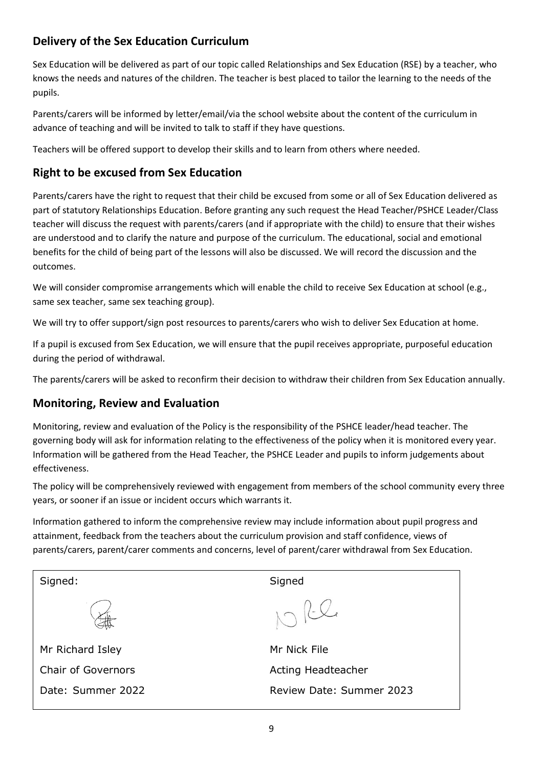## Delivery of the Sex Education Curriculum

Sex Education will be delivered as part of our topic called Relationships and Sex Education (RSE) by a teacher, who knows the needs and natures of the children. The teacher is best placed to tailor the learning to the needs of the pupils.

Parents/carers will be informed by letter/email/via the school website about the content of the curriculum in advance of teaching and will be invited to talk to staff if they have questions.

Teachers will be offered support to develop their skills and to learn from others where needed.

## Right to be excused from Sex Education

Parents/carers have the right to request that their child be excused from some or all of Sex Education delivered as part of statutory Relationships Education. Before granting any such request the Head Teacher/PSHCE Leader/Class teacher will discuss the request with parents/carers (and if appropriate with the child) to ensure that their wishes are understood and to clarify the nature and purpose of the curriculum. The educational, social and emotional benefits for the child of being part of the lessons will also be discussed. We will record the discussion and the outcomes.

We will consider compromise arrangements which will enable the child to receive Sex Education at school (e.g., same sex teacher, same sex teaching group).

We will try to offer support/sign post resources to parents/carers who wish to deliver Sex Education at home.

If a pupil is excused from Sex Education, we will ensure that the pupil receives appropriate, purposeful education during the period of withdrawal.

The parents/carers will be asked to reconfirm their decision to withdraw their children from Sex Education annually.

## Monitoring, Review and Evaluation

Monitoring, review and evaluation of the Policy is the responsibility of the PSHCE leader/head teacher. The governing body will ask for information relating to the effectiveness of the policy when it is monitored every year. Information will be gathered from the Head Teacher, the PSHCE Leader and pupils to inform judgements about effectiveness.

The policy will be comprehensively reviewed with engagement from members of the school community every three years, or sooner if an issue or incident occurs which warrants it.

Information gathered to inform the comprehensive review may include information about pupil progress and attainment, feedback from the teachers about the curriculum provision and staff confidence, views of parents/carers, parent/carer comments and concerns, level of parent/carer withdrawal from Sex Education.

| Signed: | Signed |
| --- | --- |
| Mr Richard Isley | Mr Nick File |
| Chair of Governors | Acting Headteacher |
| Date: Summer 2022 | Review Date: Summer 2023 |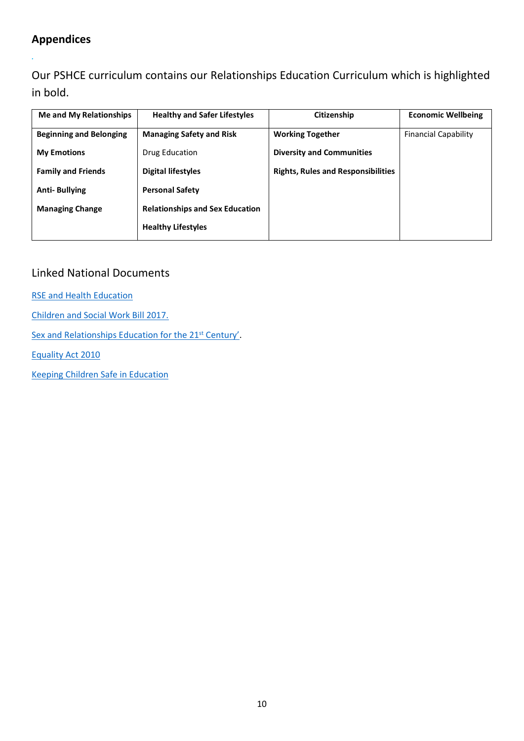## Appendices

Our PSHCE curriculum contains our Relationships Education Curriculum which is highlighted in bold.

| Me and My Relationships | Healthy and Safer Lifestyles | Citizenship | Economic Wellbeing |
|---|---|---|---|
| **Beginning and Belonging** | **Managing Safety and Risk** | **Working Together** | Financial Capability |
| **My Emotions** | Drug Education | **Diversity and Communities** | |
| **Family and Friends** | **Digital lifestyles** | **Rights, Rules and Responsibilities** | |
| **Anti- Bullying** | **Personal Safety** | | |
| **Managing Change** | **Relationships and Sex Education** | | |
| | **Healthy Lifestyles** | | |

## Linked National Documents

RSE and Health Education

Children and Social Work Bill 2017.

Sex and Relationships Education for the 21st Century'.

Equality Act 2010

Keeping Children Safe in Education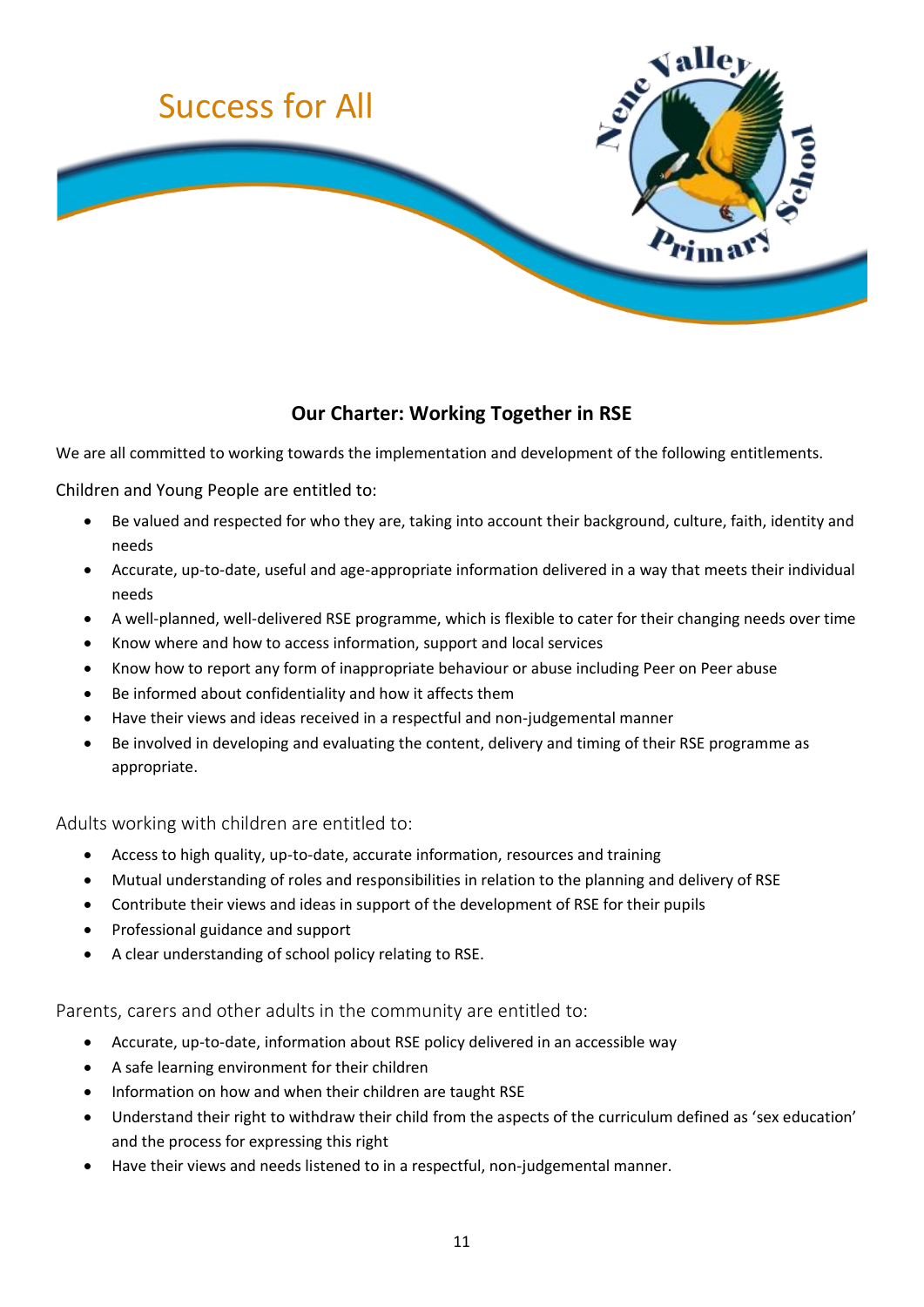Success for All

## Our Charter: Working Together in RSE

We are all committed to working towards the implementation and development of the following entitlements.

Children and Young People are entitled to:

- Be valued and respected for who they are, taking into account their background, culture, faith, identity and needs
- Accurate, up-to-date, useful and age-appropriate information delivered in a way that meets their individual needs
- A well-planned, well-delivered RSE programme, which is flexible to cater for their changing needs over time
- Know where and how to access information, support and local services
- Know how to report any form of inappropriate behaviour or abuse including Peer on Peer abuse
- Be informed about confidentiality and how it affects them
- Have their views and ideas received in a respectful and non-judgemental manner
- Be involved in developing and evaluating the content, delivery and timing of their RSE programme as appropriate.

Adults working with children are entitled to:

- Access to high quality, up-to-date, accurate information, resources and training
- Mutual understanding of roles and responsibilities in relation to the planning and delivery of RSE
- Contribute their views and ideas in support of the development of RSE for their pupils
- Professional guidance and support
- A clear understanding of school policy relating to RSE.

Parents, carers and other adults in the community are entitled to:

- Accurate, up-to-date, information about RSE policy delivered in an accessible way
- A safe learning environment for their children
- Information on how and when their children are taught RSE
- Understand their right to withdraw their child from the aspects of the curriculum defined as 'sex education' and the process for expressing this right
- Have their views and needs listened to in a respectful, non-judgemental manner.